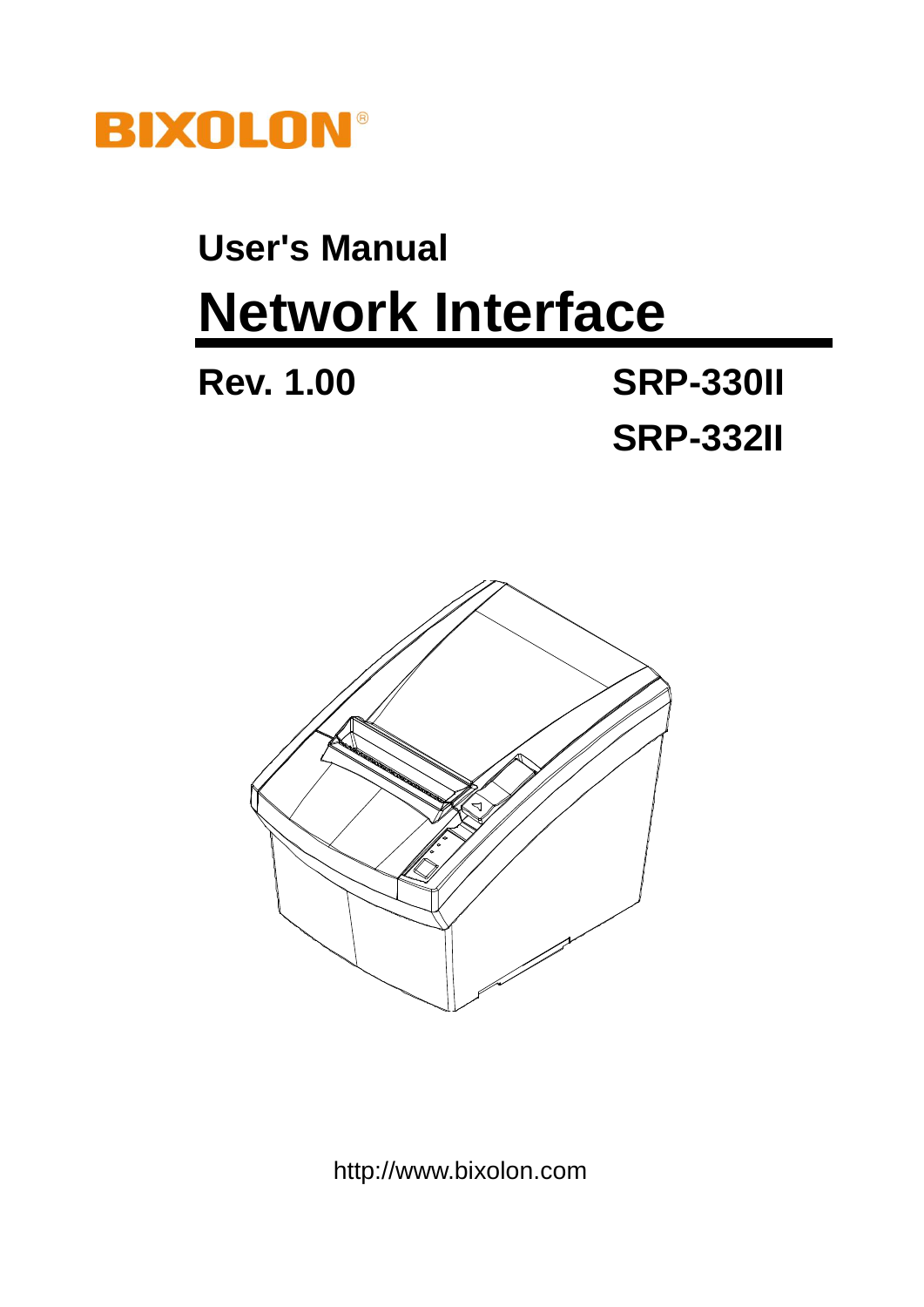BIXOLON®

## User's Manual

# Network Interface

**Rev. 1.00**

**SRP-330II**

**SRP-332II**

http://www.bixolon.com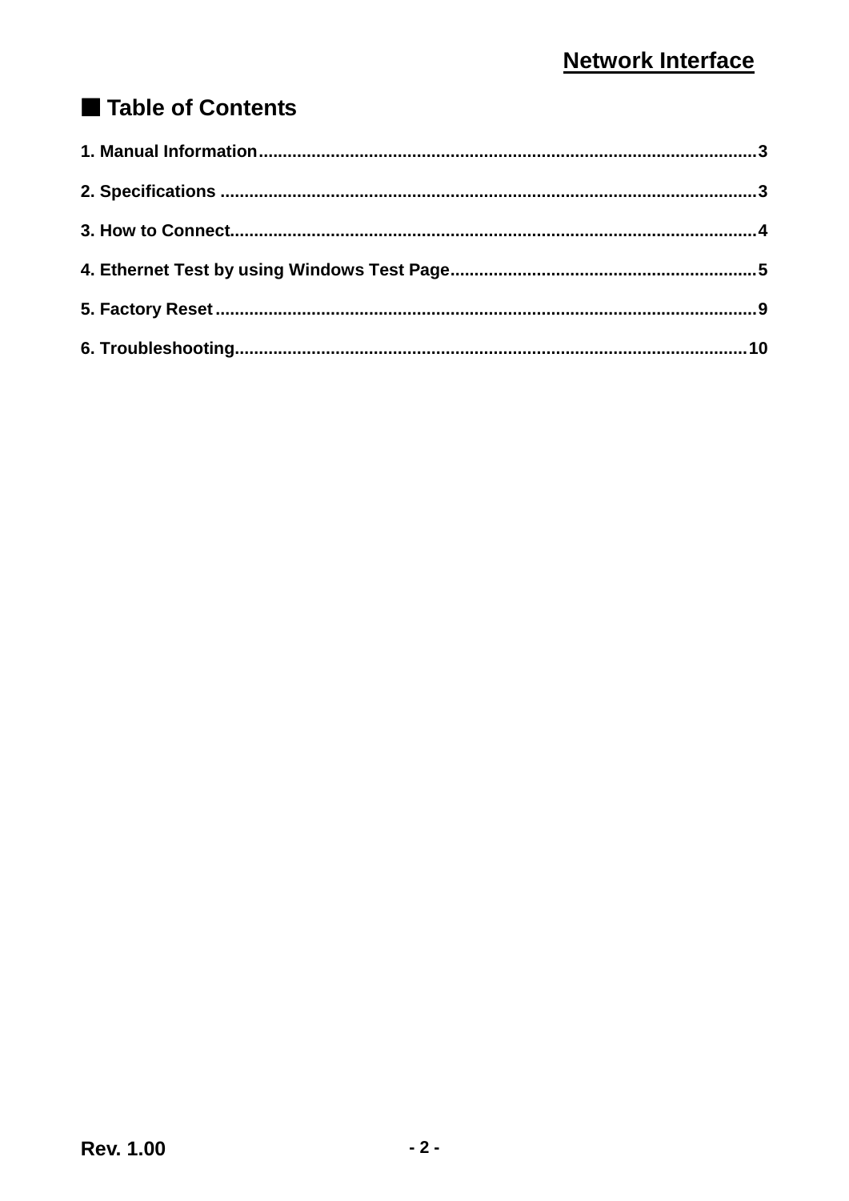## ■ Table of Contents

1. Manual Information........................................................................................................3

2. Specifications ...............................................................................................................3

3. How to Connect..............................................................................................................4

4. Ethernet Test by using Windows Test Page...............................................................5

5. Factory Reset ..................................................................................................................9

6. Troubleshooting.............................................................................................................10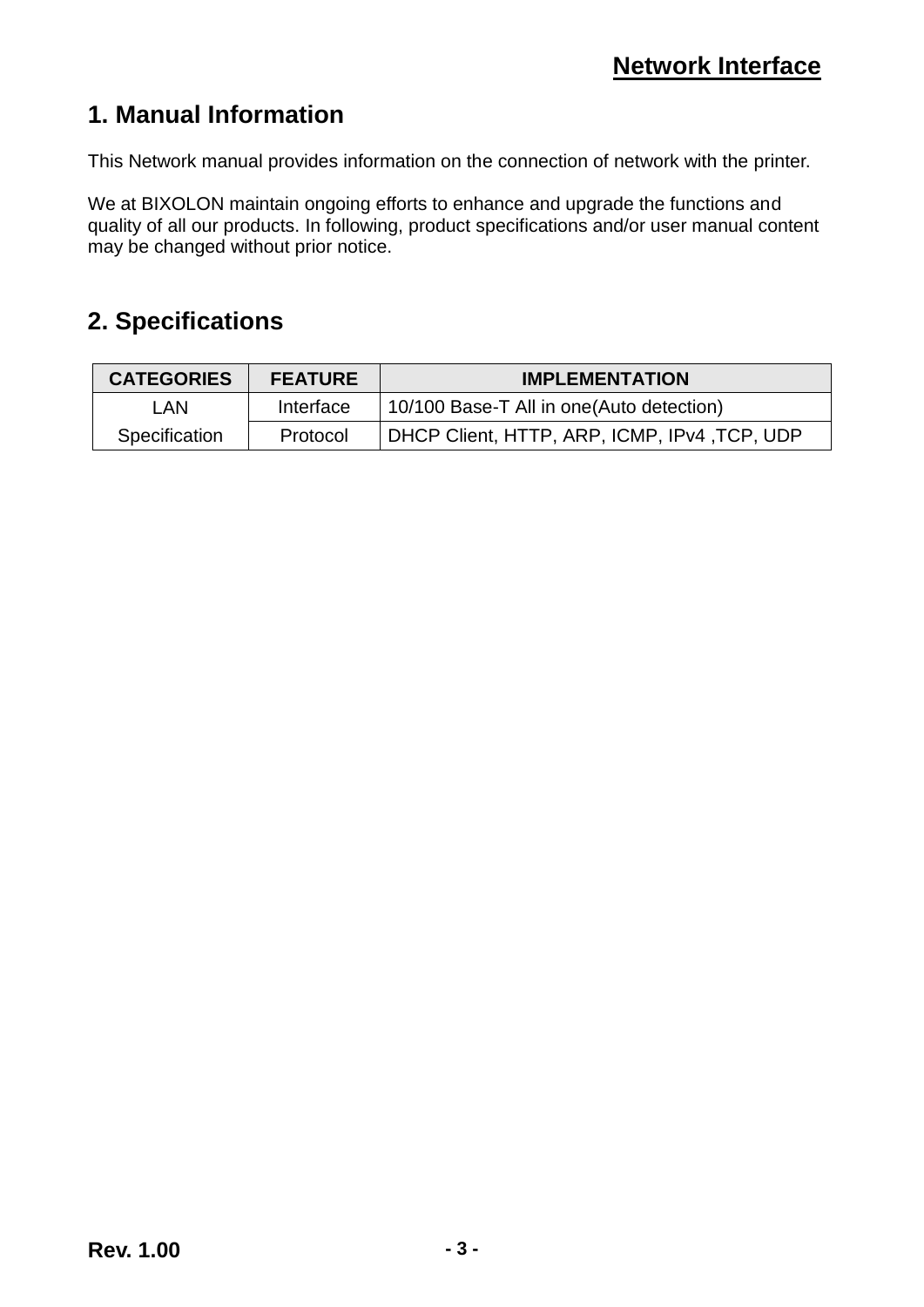## 1. Manual Information

This Network manual provides information on the connection of network with the printer.

We at BIXOLON maintain ongoing efforts to enhance and upgrade the functions and quality of all our products. In following, product specifications and/or user manual content may be changed without prior notice.

## 2. Specifications

| CATEGORIES | FEATURE | IMPLEMENTATION |
|---|---|---|
| LAN Specification | Interface | 10/100 Base-T All in one(Auto detection) |
| | Protocol | DHCP Client, HTTP, ARP, ICMP, IPv4 ,TCP, UDP |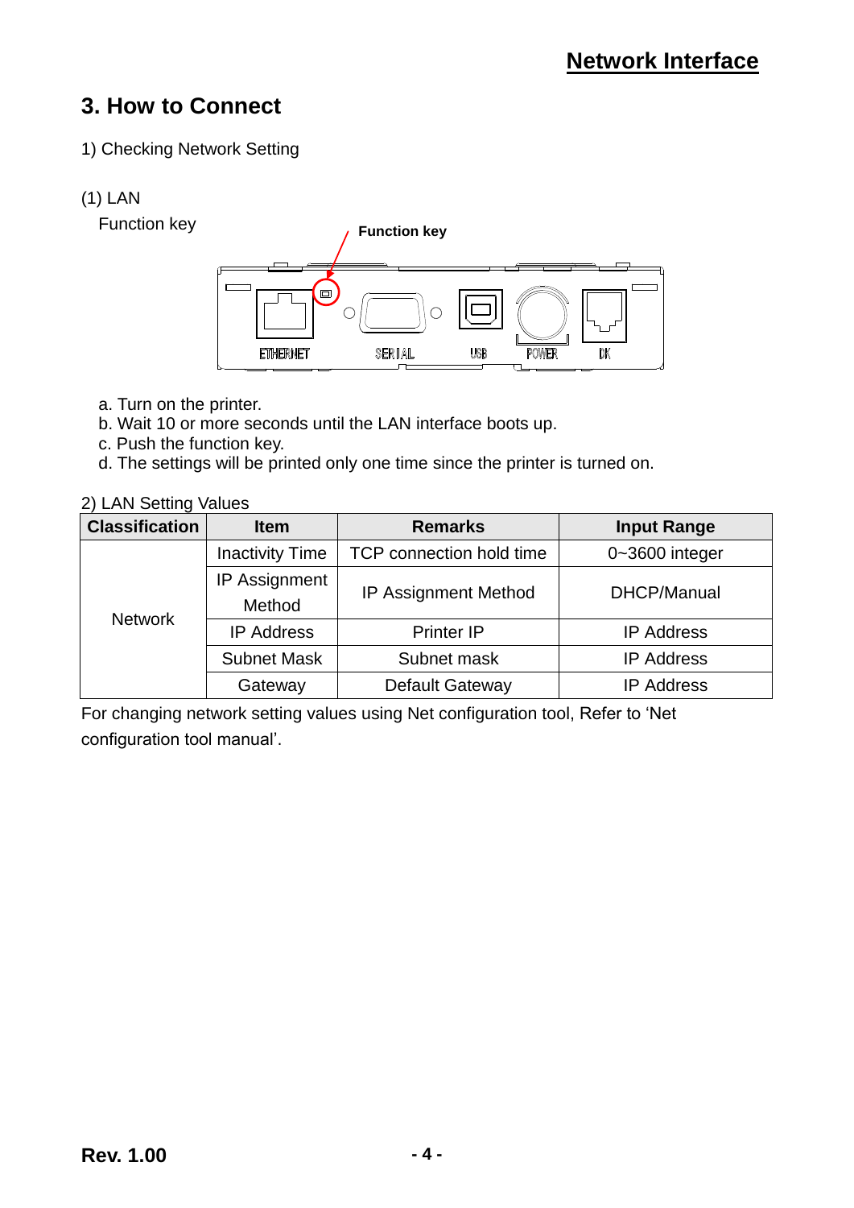## 3. How to Connect

1) Checking Network Setting

(1) LAN

Function key

Function key

ETHERNET SERIAL USB POWER DK

a. Turn on the printer.
b. Wait 10 or more seconds until the LAN interface boots up.
c. Push the function key.
d. The settings will be printed only one time since the printer is turned on.

2) LAN Setting Values

| Classification | Item | Remarks | Input Range |
|---|---|---|---|
| Network | Inactivity Time | TCP connection hold time | 0~3600 integer |
| | IP Assignment Method | IP Assignment Method | DHCP/Manual |
| | IP Address | Printer IP | IP Address |
| | Subnet Mask | Subnet mask | IP Address |
| | Gateway | Default Gateway | IP Address |

For changing network setting values using Net configuration tool, Refer to 'Net configuration tool manual'.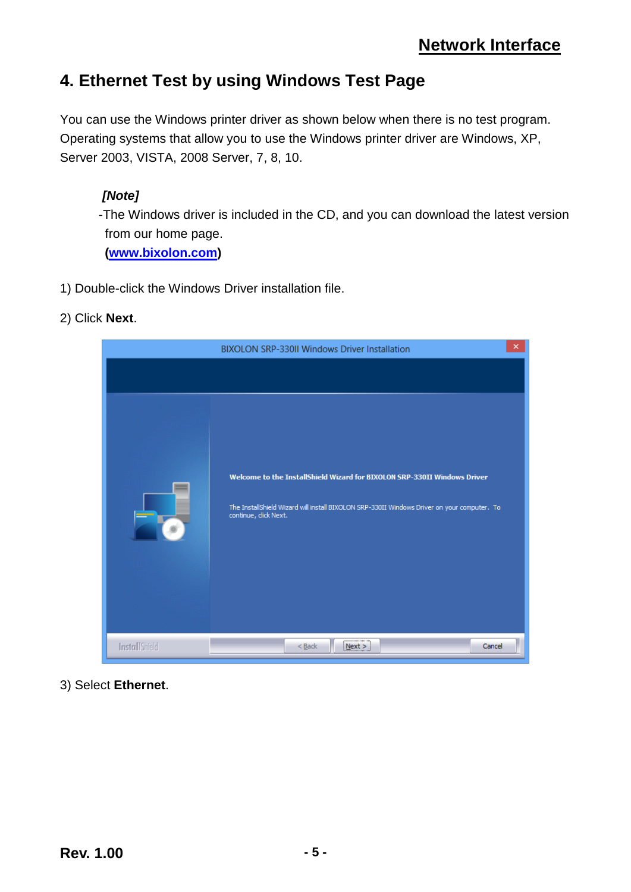## 4. Ethernet Test by using Windows Test Page

You can use the Windows printer driver as shown below when there is no test program. Operating systems that allow you to use the Windows printer driver are Windows, XP, Server 2003, VISTA, 2008 Server, 7, 8, 10.

***[Note]***

-The Windows driver is included in the CD, and you can download the latest version from our home page.
**(www.bixolon.com)**

1) Double-click the Windows Driver installation file.

2) Click **Next**.

3) Select **Ethernet**.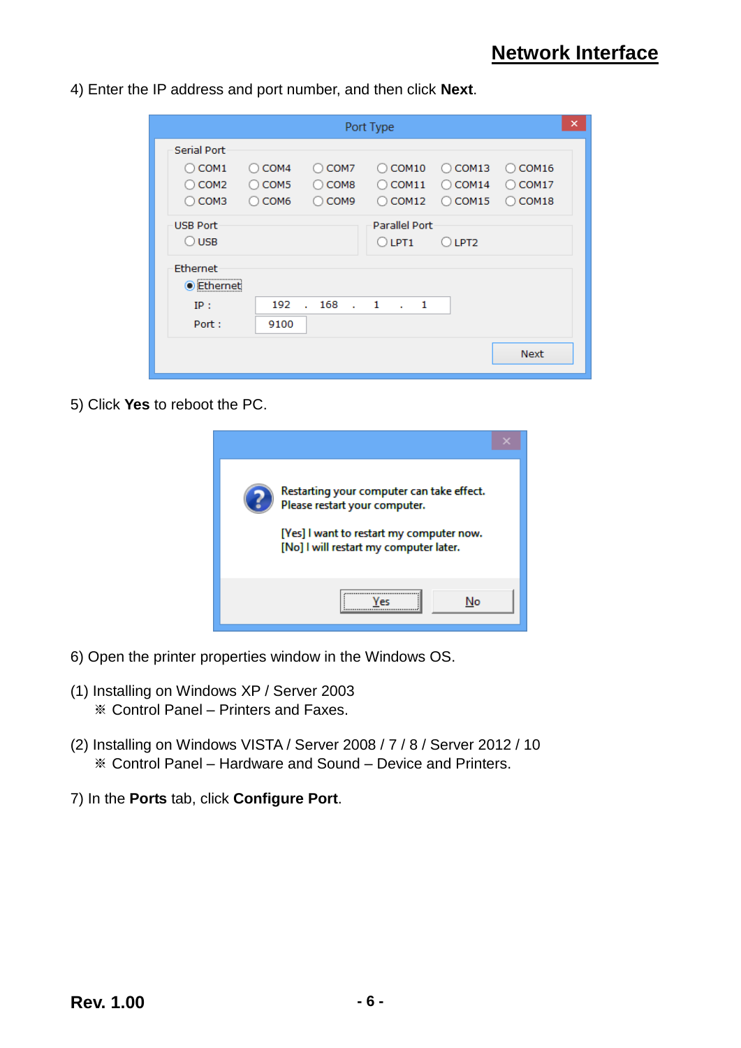4) Enter the IP address and port number, and then click **Next**.

5) Click **Yes** to reboot the PC.

6) Open the printer properties window in the Windows OS.

(1) Installing on Windows XP / Server 2003
※ Control Panel – Printers and Faxes.

(2) Installing on Windows VISTA / Server 2008 / 7 / 8 / Server 2012 / 10
※ Control Panel – Hardware and Sound – Device and Printers.

7) In the **Ports** tab, click **Configure Port**.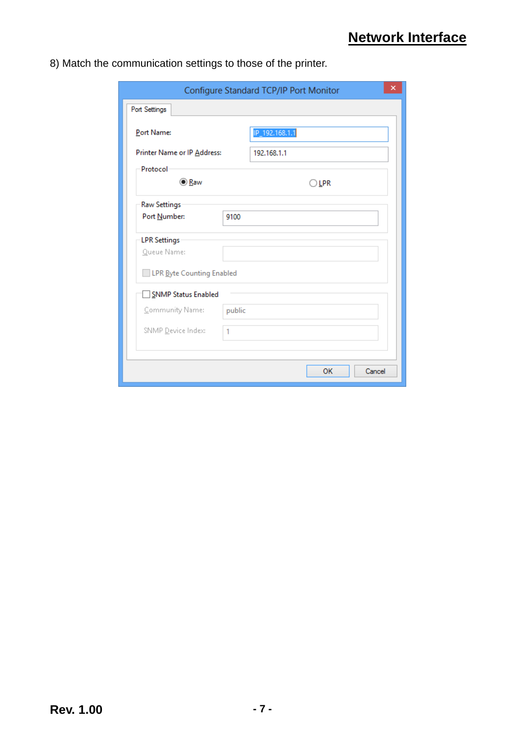8) Match the communication settings to those of the printer.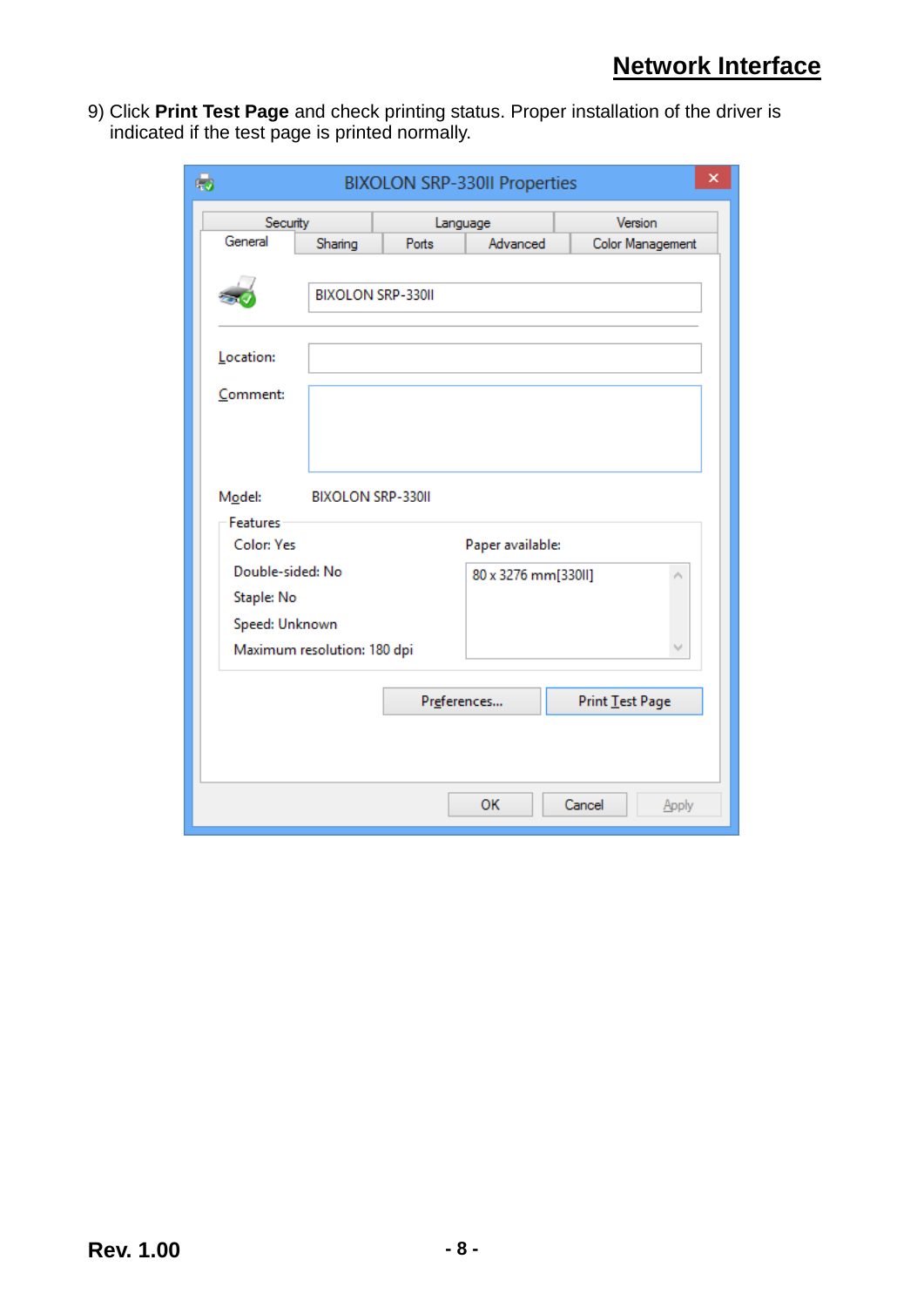9) Click **Print Test Page** and check printing status. Proper installation of the driver is indicated if the test page is printed normally.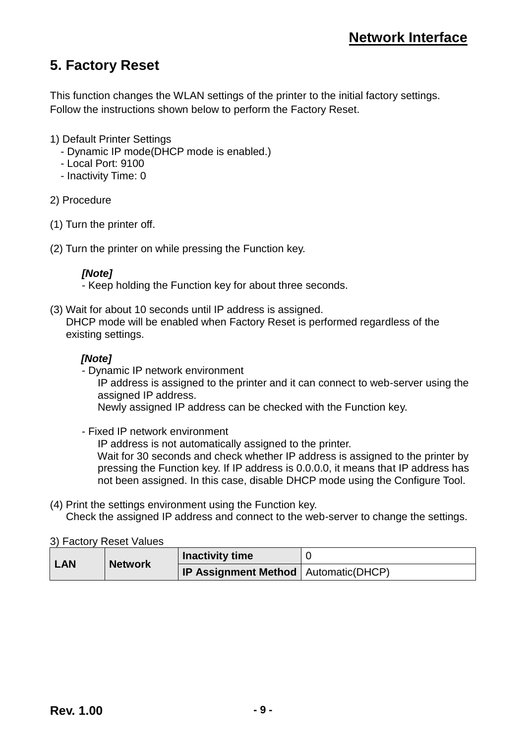## 5. Factory Reset

This function changes the WLAN settings of the printer to the initial factory settings.
Follow the instructions shown below to perform the Factory Reset.

1) Default Printer Settings
- Dynamic IP mode(DHCP mode is enabled.)
- Local Port: 9100
- Inactivity Time: 0

2) Procedure

(1) Turn the printer off.

(2) Turn the printer on while pressing the Function key.

***[Note]***
- Keep holding the Function key for about three seconds.

(3) Wait for about 10 seconds until IP address is assigned.
DHCP mode will be enabled when Factory Reset is performed regardless of the existing settings.

***[Note]***
- Dynamic IP network environment
  IP address is assigned to the printer and it can connect to web-server using the assigned IP address.
  Newly assigned IP address can be checked with the Function key.

- Fixed IP network environment
  IP address is not automatically assigned to the printer.
  Wait for 30 seconds and check whether IP address is assigned to the printer by pressing the Function key. If IP address is 0.0.0.0, it means that IP address has not been assigned. In this case, disable DHCP mode using the Configure Tool.

(4) Print the settings environment using the Function key.
Check the assigned IP address and connect to the web-server to change the settings.

3) Factory Reset Values

| | | | |
|---|---|---|---|
| **LAN** | **Network** | **Inactivity time** | 0 |
| | | **IP Assignment Method** | Automatic(DHCP) |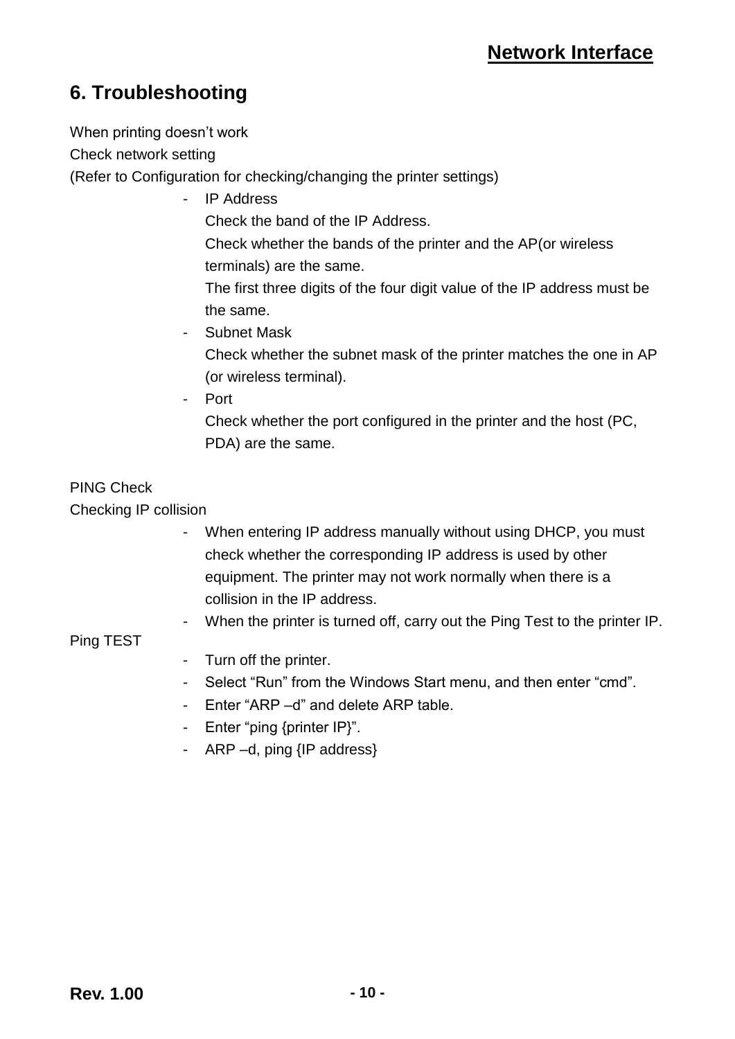# 6. Troubleshooting

When printing doesn't work

Check network setting

(Refer to Configuration for checking/changing the printer settings)

- IP Address
  Check the band of the IP Address.
  Check whether the bands of the printer and the AP(or wireless terminals) are the same.
  The first three digits of the four digit value of the IP address must be the same.
- Subnet Mask
  Check whether the subnet mask of the printer matches the one in AP (or wireless terminal).
- Port
  Check whether the port configured in the printer and the host (PC, PDA) are the same.

PING Check

Checking IP collision

- When entering IP address manually without using DHCP, you must check whether the corresponding IP address is used by other equipment. The printer may not work normally when there is a collision in the IP address.
- When the printer is turned off, carry out the Ping Test to the printer IP.

Ping TEST

- Turn off the printer.
- Select "Run" from the Windows Start menu, and then enter "cmd".
- Enter "ARP –d" and delete ARP table.
- Enter "ping {printer IP}".
- ARP –d, ping {IP address}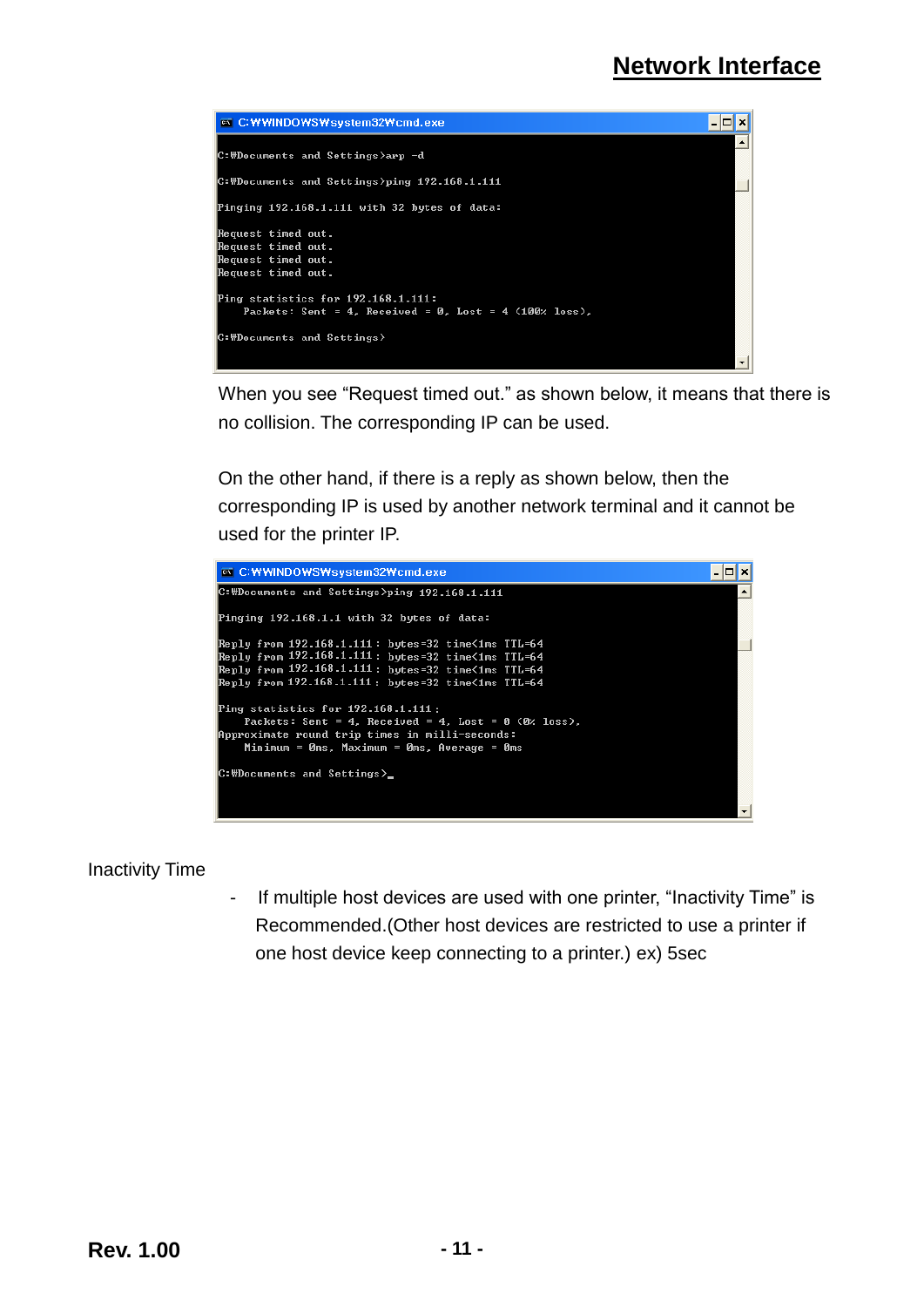```
C:₩WINDOWS₩system32₩cmd.exe

C:₩Documents and Settings>arp -d

C:₩Documents and Settings>ping 192.168.1.111

Pinging 192.168.1.111 with 32 bytes of data:

Request timed out.
Request timed out.
Request timed out.
Request timed out.

Ping statistics for 192.168.1.111:
    Packets: Sent = 4, Received = 0, Lost = 4 (100% loss),

C:₩Documents and Settings>
```

When you see “Request timed out.” as shown below, it means that there is no collision. The corresponding IP can be used.

On the other hand, if there is a reply as shown below, then the corresponding IP is used by another network terminal and it cannot be used for the printer IP.

```
C:₩WINDOWS₩system32₩cmd.exe
C:₩Documents and Settings>ping 192.168.1.111

Pinging 192.168.1.1 with 32 bytes of data:

Reply from 192.168.1.111: bytes=32 time<1ms TTL=64
Reply from 192.168.1.111: bytes=32 time<1ms TTL=64
Reply from 192.168.1.111: bytes=32 time<1ms TTL=64
Reply from 192.168.1.111: bytes=32 time<1ms TTL=64

Ping statistics for 192.168.1.111:
    Packets: Sent = 4, Received = 4, Lost = 0 (0% loss),
Approximate round trip times in milli-seconds:
    Minimum = 0ms, Maximum = 0ms, Average = 0ms

C:₩Documents and Settings>_
```

Inactivity Time

- If multiple host devices are used with one printer, “Inactivity Time” is Recommended.(Other host devices are restricted to use a printer if one host device keep connecting to a printer.) ex) 5sec